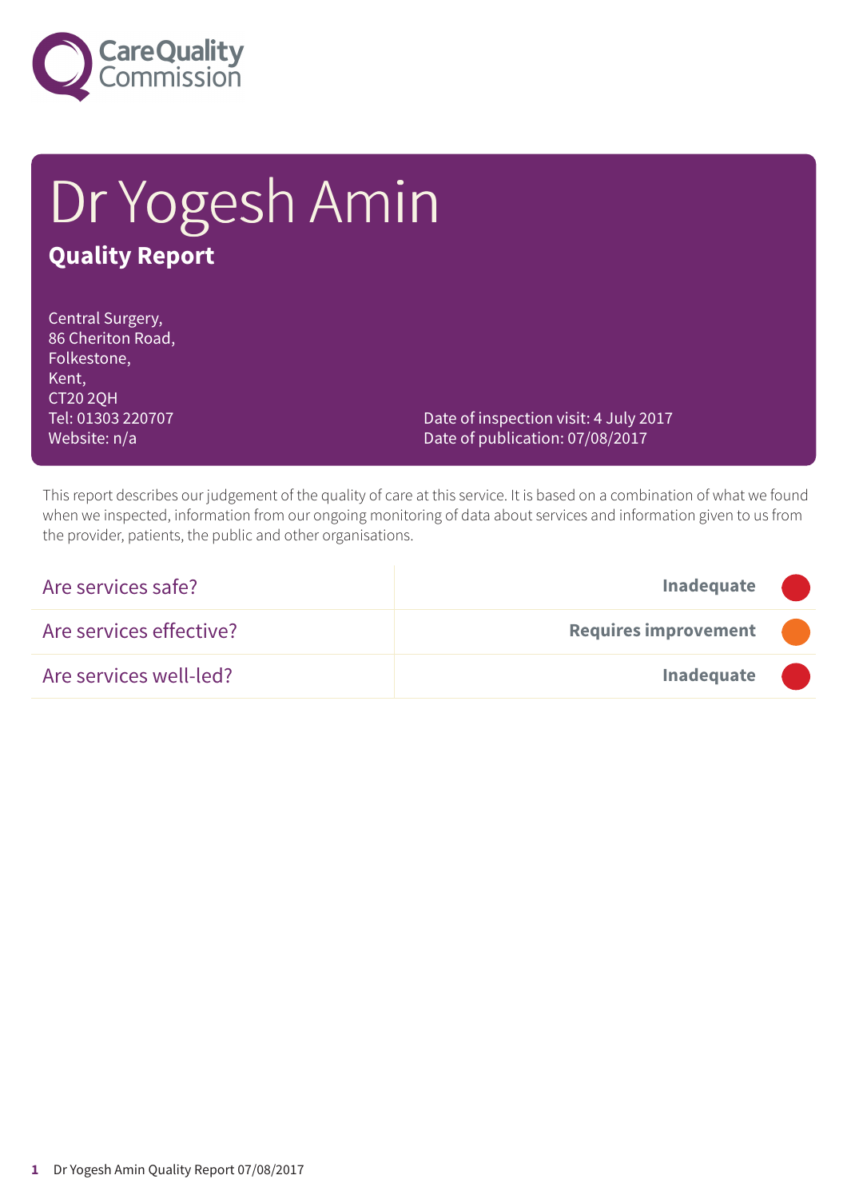Care Quality Commission

# Dr Yogesh Amin

## Quality Report

Central Surgery,
86 Cheriton Road,
Folkestone,
Kent,
CT20 2QH
Tel: 01303 220707
Website: n/a

Date of inspection visit: 4 July 2017
Date of publication: 07/08/2017

This report describes our judgement of the quality of care at this service. It is based on a combination of what we found when we inspected, information from our ongoing monitoring of data about services and information given to us from the provider, patients, the public and other organisations.

| | |
|---|---|
| Are services safe? | **Inadequate** |
| Are services effective? | **Requires improvement** |
| Are services well-led? | **Inadequate** |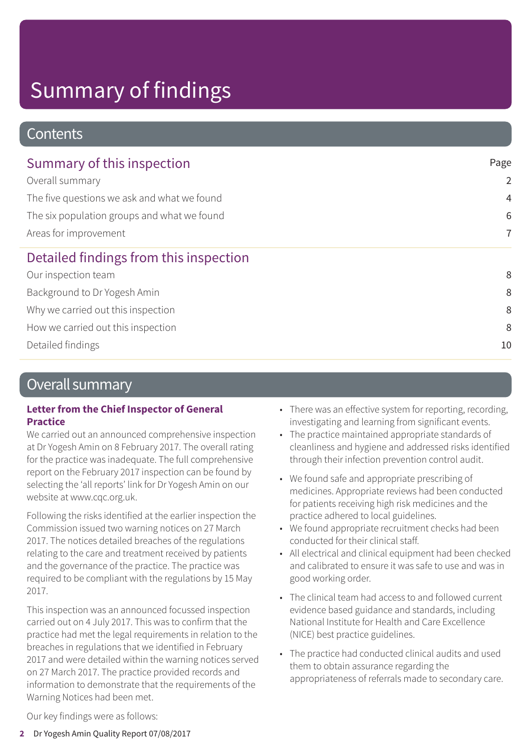# Summary of findings

## Contents

| Summary of this inspection | Page |
| --- | --- |
| Overall summary | 2 |
| The five questions we ask and what we found | 4 |
| The six population groups and what we found | 6 |
| Areas for improvement | 7 |
| **Detailed findings from this inspection** | |
| Our inspection team | 8 |
| Background to Dr Yogesh Amin | 8 |
| Why we carried out this inspection | 8 |
| How we carried out this inspection | 8 |
| Detailed findings | 10 |

## Overall summary

**Letter from the Chief Inspector of General Practice**

We carried out an announced comprehensive inspection at Dr Yogesh Amin on 8 February 2017. The overall rating for the practice was inadequate. The full comprehensive report on the February 2017 inspection can be found by selecting the 'all reports' link for Dr Yogesh Amin on our website at www.cqc.org.uk.

Following the risks identified at the earlier inspection the Commission issued two warning notices on 27 March 2017. The notices detailed breaches of the regulations relating to the care and treatment received by patients and the governance of the practice. The practice was required to be compliant with the regulations by 15 May 2017.

This inspection was an announced focussed inspection carried out on 4 July 2017. This was to confirm that the practice had met the legal requirements in relation to the breaches in regulations that we identified in February 2017 and were detailed within the warning notices served on 27 March 2017. The practice provided records and information to demonstrate that the requirements of the Warning Notices had been met.

Our key findings were as follows:

- There was an effective system for reporting, recording, investigating and learning from significant events.
- The practice maintained appropriate standards of cleanliness and hygiene and addressed risks identified through their infection prevention control audit.
- We found safe and appropriate prescribing of medicines. Appropriate reviews had been conducted for patients receiving high risk medicines and the practice adhered to local guidelines.
- We found appropriate recruitment checks had been conducted for their clinical staff.
- All electrical and clinical equipment had been checked and calibrated to ensure it was safe to use and was in good working order.
- The clinical team had access to and followed current evidence based guidance and standards, including National Institute for Health and Care Excellence (NICE) best practice guidelines.
- The practice had conducted clinical audits and used them to obtain assurance regarding the appropriateness of referrals made to secondary care.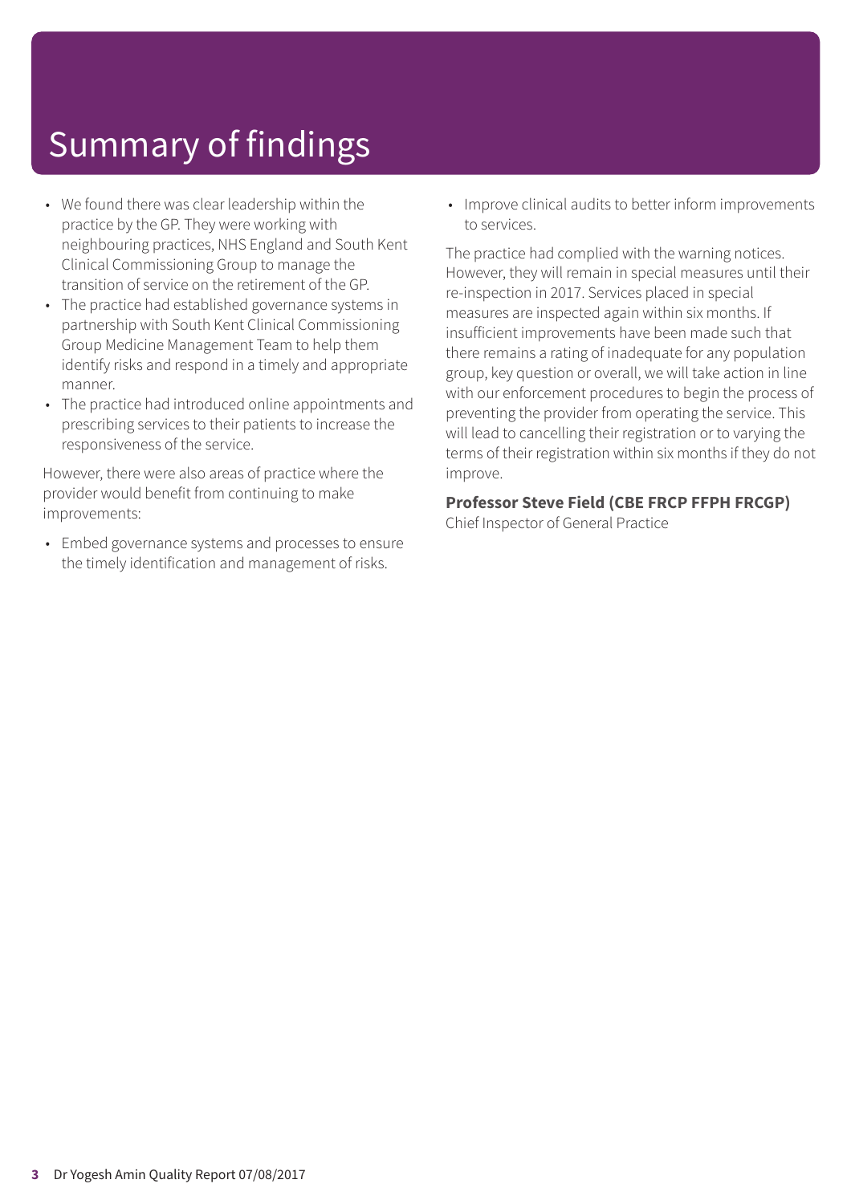# Summary of findings

- We found there was clear leadership within the practice by the GP. They were working with neighbouring practices, NHS England and South Kent Clinical Commissioning Group to manage the transition of service on the retirement of the GP.
- The practice had established governance systems in partnership with South Kent Clinical Commissioning Group Medicine Management Team to help them identify risks and respond in a timely and appropriate manner.
- The practice had introduced online appointments and prescribing services to their patients to increase the responsiveness of the service.

However, there were also areas of practice where the provider would benefit from continuing to make improvements:

- Embed governance systems and processes to ensure the timely identification and management of risks.
- Improve clinical audits to better inform improvements to services.

The practice had complied with the warning notices. However, they will remain in special measures until their re-inspection in 2017. Services placed in special measures are inspected again within six months. If insufficient improvements have been made such that there remains a rating of inadequate for any population group, key question or overall, we will take action in line with our enforcement procedures to begin the process of preventing the provider from operating the service. This will lead to cancelling their registration or to varying the terms of their registration within six months if they do not improve.

**Professor Steve Field (CBE FRCP FFPH FRCGP)**
Chief Inspector of General Practice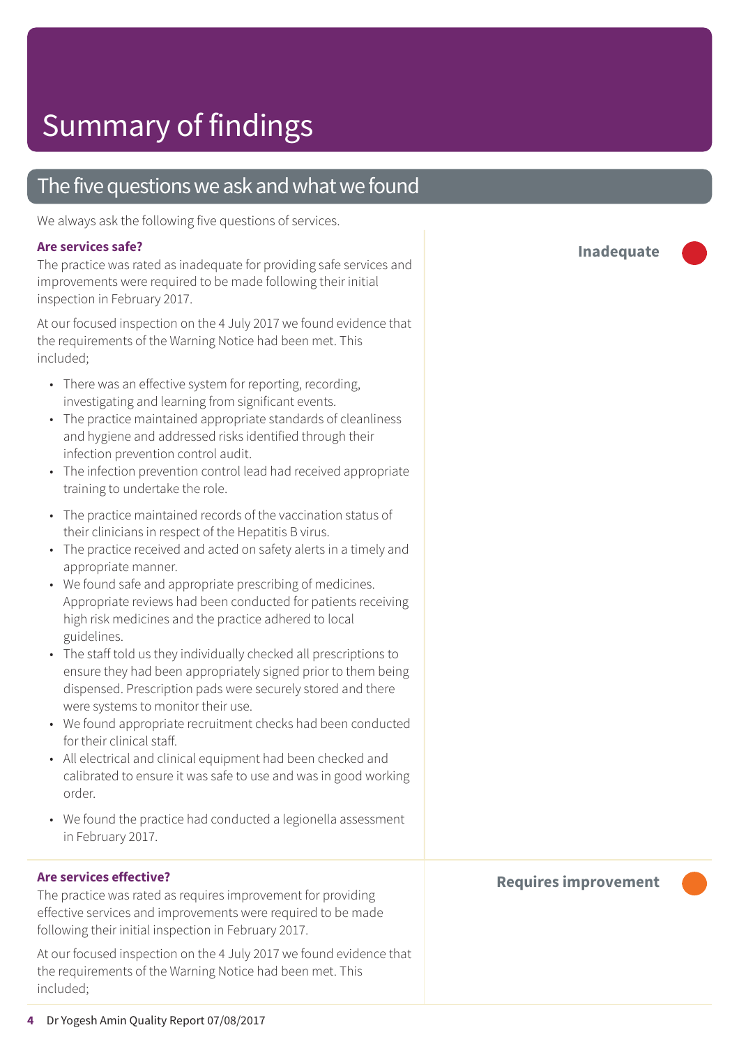# Summary of findings

## The five questions we ask and what we found

We always ask the following five questions of services.

### Are services safe?

**Inadequate**

The practice was rated as inadequate for providing safe services and improvements were required to be made following their initial inspection in February 2017.

At our focused inspection on the 4 July 2017 we found evidence that the requirements of the Warning Notice had been met. This included;

- There was an effective system for reporting, recording, investigating and learning from significant events.
- The practice maintained appropriate standards of cleanliness and hygiene and addressed risks identified through their infection prevention control audit.
- The infection prevention control lead had received appropriate training to undertake the role.
- The practice maintained records of the vaccination status of their clinicians in respect of the Hepatitis B virus.
- The practice received and acted on safety alerts in a timely and appropriate manner.
- We found safe and appropriate prescribing of medicines. Appropriate reviews had been conducted for patients receiving high risk medicines and the practice adhered to local guidelines.
- The staff told us they individually checked all prescriptions to ensure they had been appropriately signed prior to them being dispensed. Prescription pads were securely stored and there were systems to monitor their use.
- We found appropriate recruitment checks had been conducted for their clinical staff.
- All electrical and clinical equipment had been checked and calibrated to ensure it was safe to use and was in good working order.
- We found the practice had conducted a legionella assessment in February 2017.

### Are services effective?

**Requires improvement**

The practice was rated as requires improvement for providing effective services and improvements were required to be made following their initial inspection in February 2017.

At our focused inspection on the 4 July 2017 we found evidence that the requirements of the Warning Notice had been met. This included;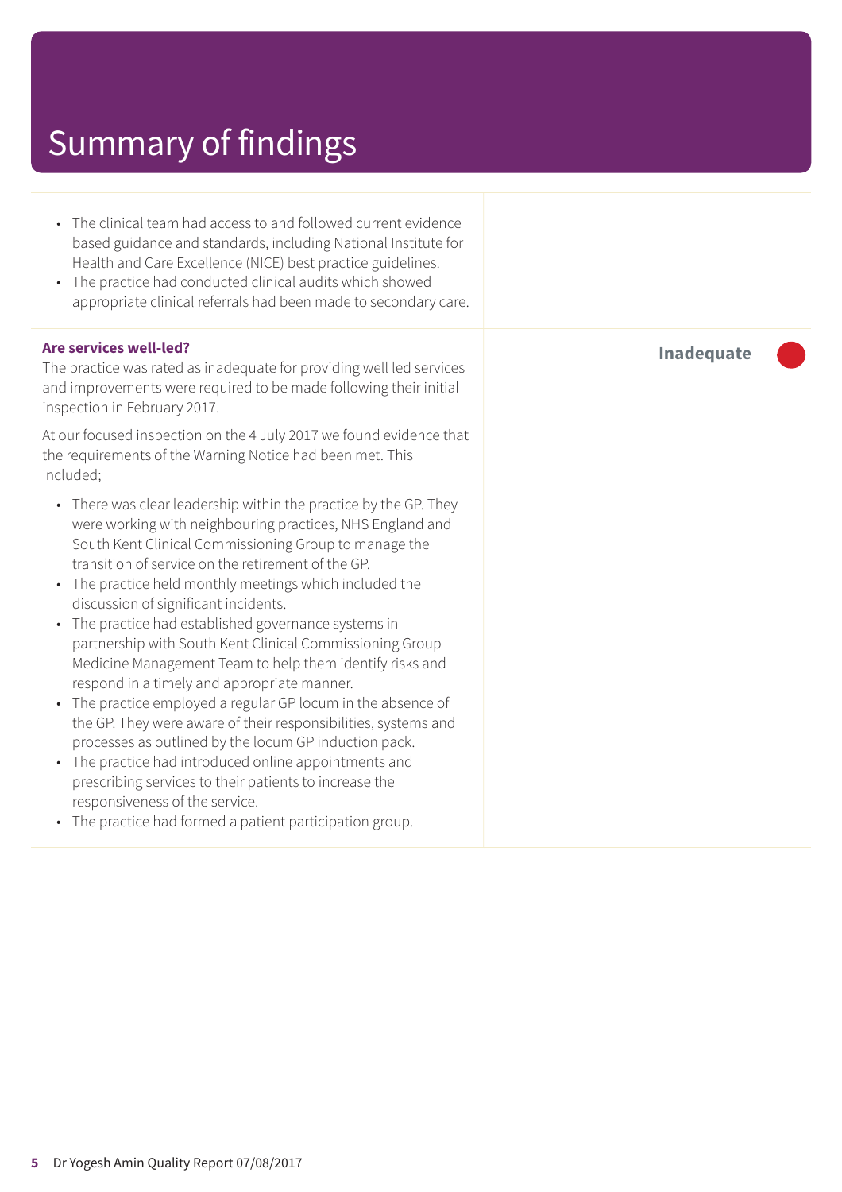# Summary of findings

- The clinical team had access to and followed current evidence based guidance and standards, including National Institute for Health and Care Excellence (NICE) best practice guidelines.
- The practice had conducted clinical audits which showed appropriate clinical referrals had been made to secondary care.

**Are services well-led?**

**Inadequate**

The practice was rated as inadequate for providing well led services and improvements were required to be made following their initial inspection in February 2017.

At our focused inspection on the 4 July 2017 we found evidence that the requirements of the Warning Notice had been met. This included;

- There was clear leadership within the practice by the GP. They were working with neighbouring practices, NHS England and South Kent Clinical Commissioning Group to manage the transition of service on the retirement of the GP.
- The practice held monthly meetings which included the discussion of significant incidents.
- The practice had established governance systems in partnership with South Kent Clinical Commissioning Group Medicine Management Team to help them identify risks and respond in a timely and appropriate manner.
- The practice employed a regular GP locum in the absence of the GP. They were aware of their responsibilities, systems and processes as outlined by the locum GP induction pack.
- The practice had introduced online appointments and prescribing services to their patients to increase the responsiveness of the service.
- The practice had formed a patient participation group.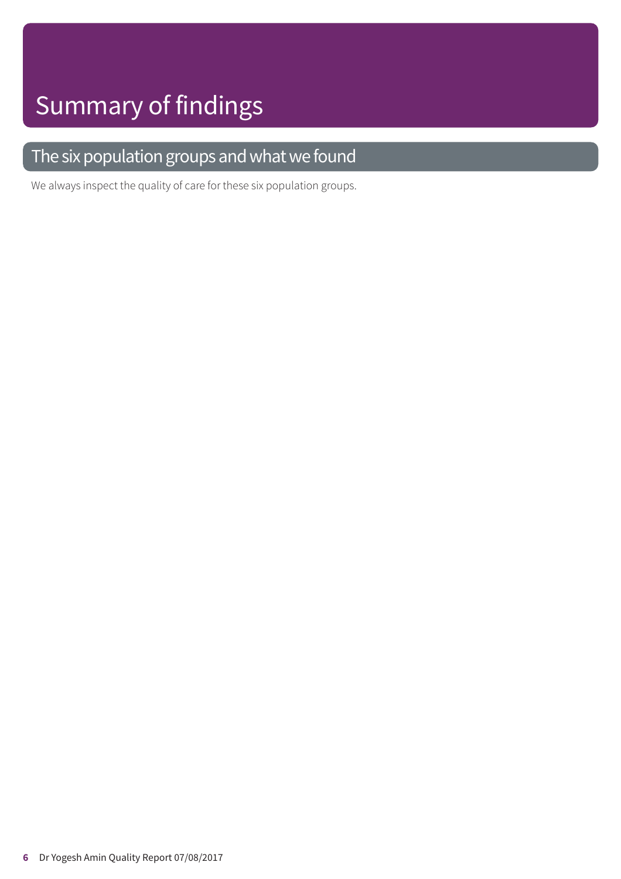# Summary of findings

## The six population groups and what we found

We always inspect the quality of care for these six population groups.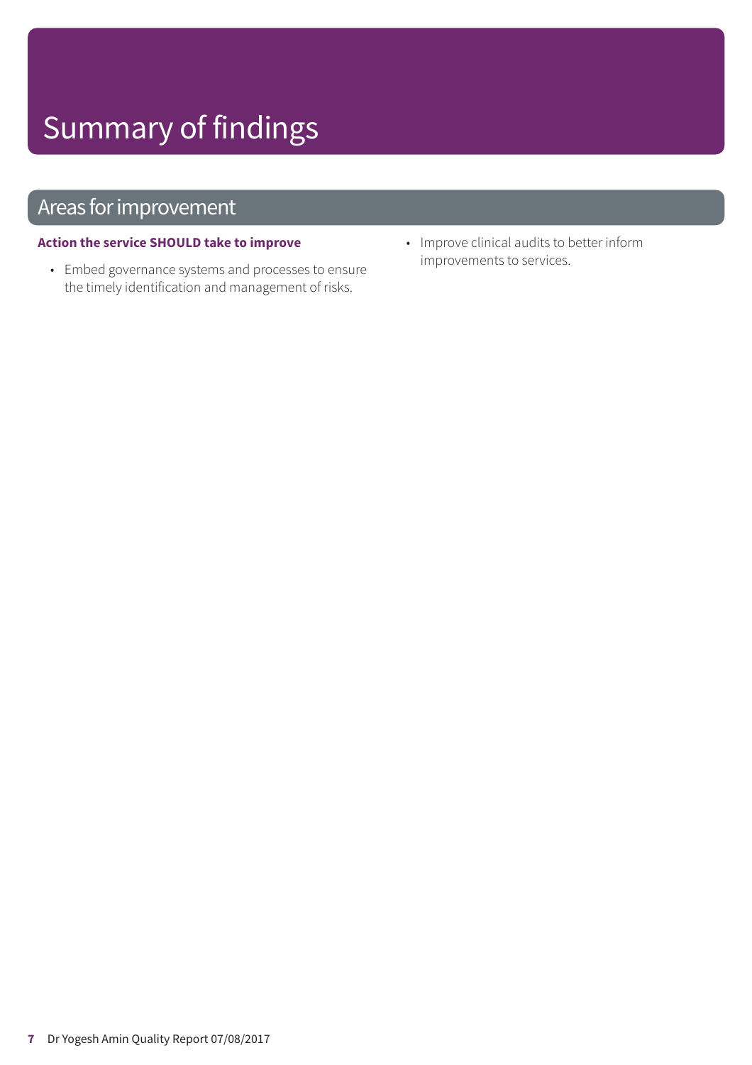# Summary of findings

## Areas for improvement

**Action the service SHOULD take to improve**

- Embed governance systems and processes to ensure the timely identification and management of risks.
- Improve clinical audits to better inform improvements to services.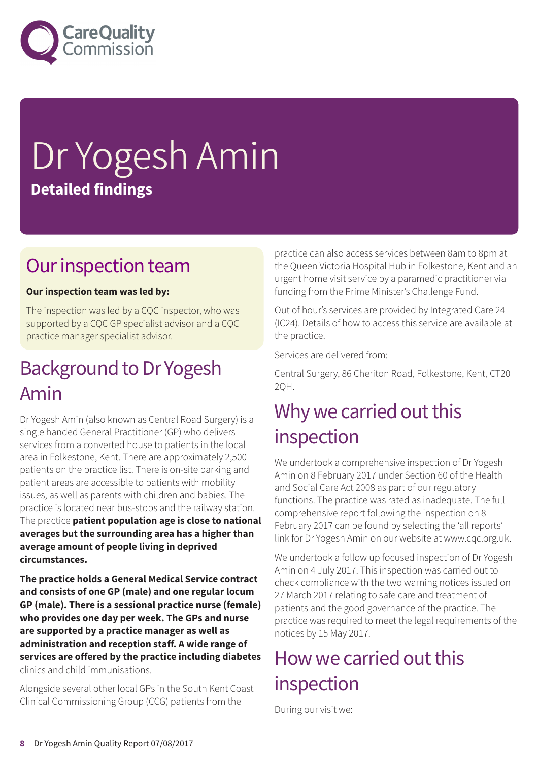# Dr Yogesh Amin

**Detailed findings**

## Our inspection team

**Our inspection team was led by:**

The inspection was led by a CQC inspector, who was supported by a CQC GP specialist advisor and a CQC practice manager specialist advisor.

## Background to Dr Yogesh Amin

Dr Yogesh Amin (also known as Central Road Surgery) is a single handed General Practitioner (GP) who delivers services from a converted house to patients in the local area in Folkestone, Kent. There are approximately 2,500 patients on the practice list. There is on-site parking and patient areas are accessible to patients with mobility issues, as well as parents with children and babies. The practice is located near bus-stops and the railway station. The practice **patient population age is close to national averages but the surrounding area has a higher than average amount of people living in deprived circumstances.**

**The practice holds a General Medical Service contract and consists of one GP (male) and one regular locum GP (male). There is a sessional practice nurse (female) who provides one day per week. The GPs and nurse are supported by a practice manager as well as administration and reception staff. A wide range of services are offered by the practice including diabetes** clinics and child immunisations.

Alongside several other local GPs in the South Kent Coast Clinical Commissioning Group (CCG) patients from the practice can also access services between 8am to 8pm at the Queen Victoria Hospital Hub in Folkestone, Kent and an urgent home visit service by a paramedic practitioner via funding from the Prime Minister's Challenge Fund.

Out of hour's services are provided by Integrated Care 24 (IC24). Details of how to access this service are available at the practice.

Services are delivered from:

Central Surgery, 86 Cheriton Road, Folkestone, Kent, CT20 2QH.

## Why we carried out this inspection

We undertook a comprehensive inspection of Dr Yogesh Amin on 8 February 2017 under Section 60 of the Health and Social Care Act 2008 as part of our regulatory functions. The practice was rated as inadequate. The full comprehensive report following the inspection on 8 February 2017 can be found by selecting the 'all reports' link for Dr Yogesh Amin on our website at www.cqc.org.uk.

We undertook a follow up focused inspection of Dr Yogesh Amin on 4 July 2017. This inspection was carried out to check compliance with the two warning notices issued on 27 March 2017 relating to safe care and treatment of patients and the good governance of the practice. The practice was required to meet the legal requirements of the notices by 15 May 2017.

## How we carried out this inspection

During our visit we: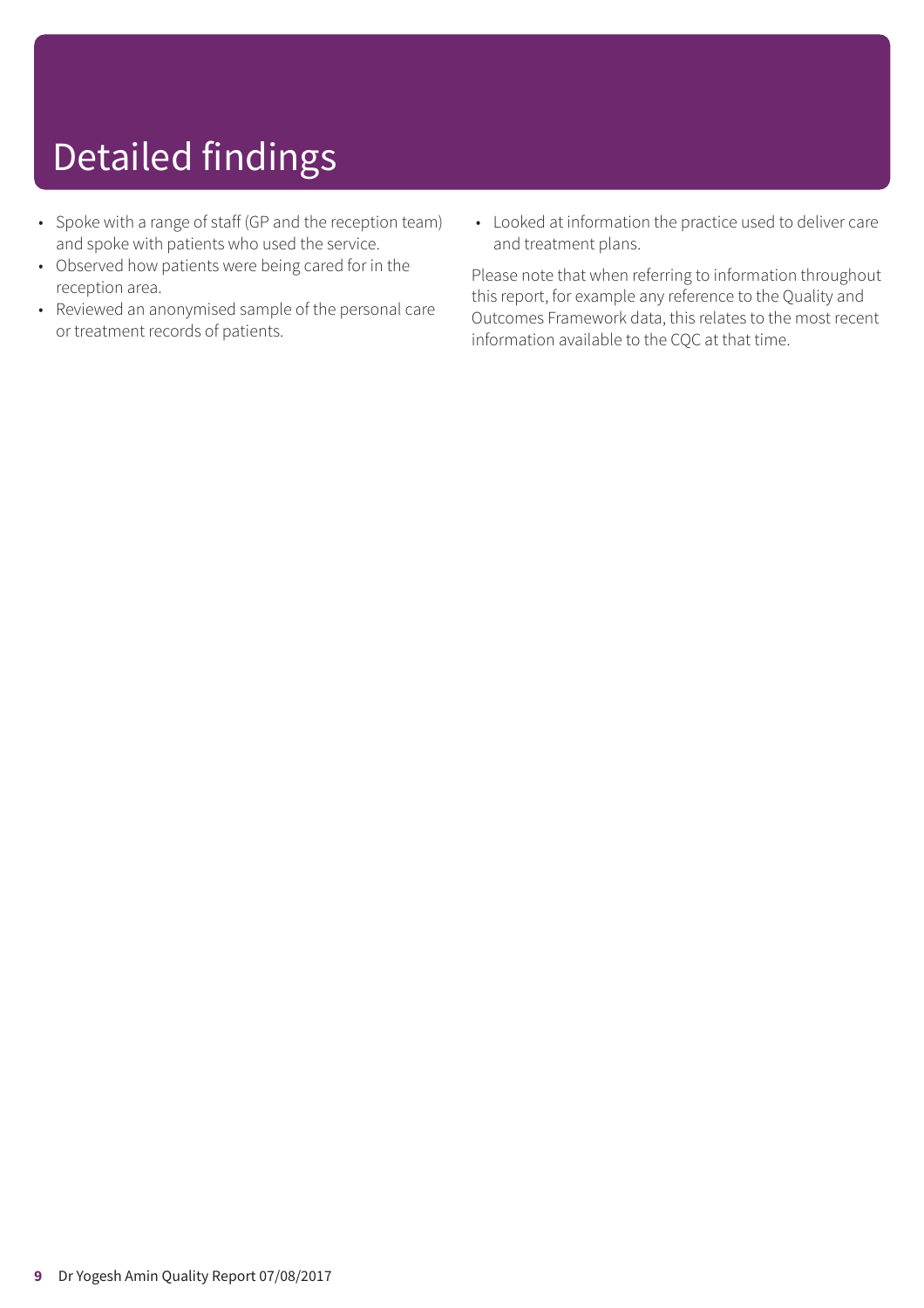# Detailed findings

- Spoke with a range of staff (GP and the reception team) and spoke with patients who used the service.
- Observed how patients were being cared for in the reception area.
- Reviewed an anonymised sample of the personal care or treatment records of patients.
- Looked at information the practice used to deliver care and treatment plans.

Please note that when referring to information throughout this report, for example any reference to the Quality and Outcomes Framework data, this relates to the most recent information available to the CQC at that time.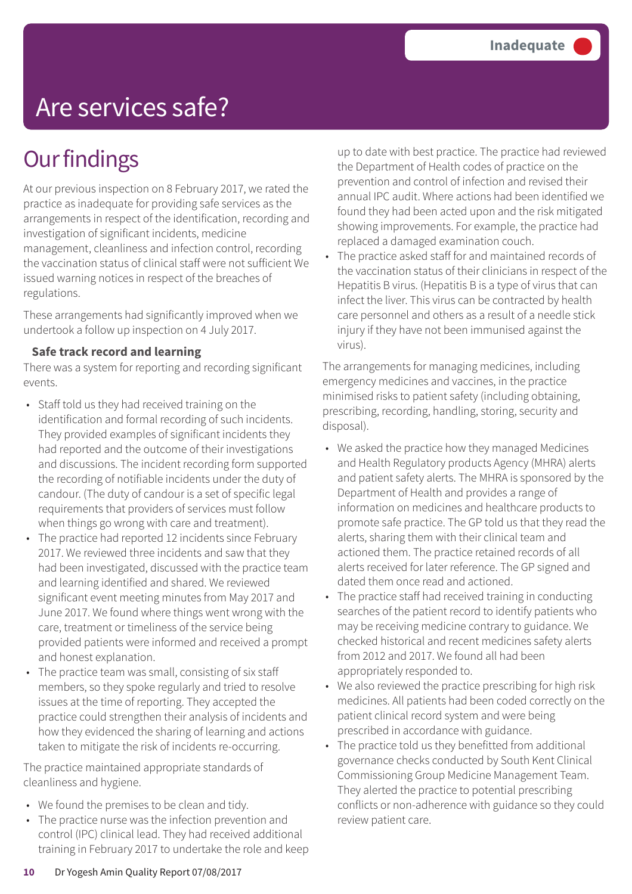Inadequate

# Are services safe?

## Our findings

At our previous inspection on 8 February 2017, we rated the practice as inadequate for providing safe services as the arrangements in respect of the identification, recording and investigation of significant incidents, medicine management, cleanliness and infection control, recording the vaccination status of clinical staff were not sufficient We issued warning notices in respect of the breaches of regulations.

These arrangements had significantly improved when we undertook a follow up inspection on 4 July 2017.

### Safe track record and learning

There was a system for reporting and recording significant events.

- Staff told us they had received training on the identification and formal recording of such incidents. They provided examples of significant incidents they had reported and the outcome of their investigations and discussions. The incident recording form supported the recording of notifiable incidents under the duty of candour. (The duty of candour is a set of specific legal requirements that providers of services must follow when things go wrong with care and treatment).
- The practice had reported 12 incidents since February 2017. We reviewed three incidents and saw that they had been investigated, discussed with the practice team and learning identified and shared. We reviewed significant event meeting minutes from May 2017 and June 2017. We found where things went wrong with the care, treatment or timeliness of the service being provided patients were informed and received a prompt and honest explanation.
- The practice team was small, consisting of six staff members, so they spoke regularly and tried to resolve issues at the time of reporting. They accepted the practice could strengthen their analysis of incidents and how they evidenced the sharing of learning and actions taken to mitigate the risk of incidents re-occurring.

The practice maintained appropriate standards of cleanliness and hygiene.

- We found the premises to be clean and tidy.
- The practice nurse was the infection prevention and control (IPC) clinical lead. They had received additional training in February 2017 to undertake the role and keep up to date with best practice. The practice had reviewed the Department of Health codes of practice on the prevention and control of infection and revised their annual IPC audit. Where actions had been identified we found they had been acted upon and the risk mitigated showing improvements. For example, the practice had replaced a damaged examination couch.
- The practice asked staff for and maintained records of the vaccination status of their clinicians in respect of the Hepatitis B virus. (Hepatitis B is a type of virus that can infect the liver. This virus can be contracted by health care personnel and others as a result of a needle stick injury if they have not been immunised against the virus).

The arrangements for managing medicines, including emergency medicines and vaccines, in the practice minimised risks to patient safety (including obtaining, prescribing, recording, handling, storing, security and disposal).

- We asked the practice how they managed Medicines and Health Regulatory products Agency (MHRA) alerts and patient safety alerts. The MHRA is sponsored by the Department of Health and provides a range of information on medicines and healthcare products to promote safe practice. The GP told us that they read the alerts, sharing them with their clinical team and actioned them. The practice retained records of all alerts received for later reference. The GP signed and dated them once read and actioned.
- The practice staff had received training in conducting searches of the patient record to identify patients who may be receiving medicine contrary to guidance. We checked historical and recent medicines safety alerts from 2012 and 2017. We found all had been appropriately responded to.
- We also reviewed the practice prescribing for high risk medicines. All patients had been coded correctly on the patient clinical record system and were being prescribed in accordance with guidance.
- The practice told us they benefitted from additional governance checks conducted by South Kent Clinical Commissioning Group Medicine Management Team. They alerted the practice to potential prescribing conflicts or non-adherence with guidance so they could review patient care.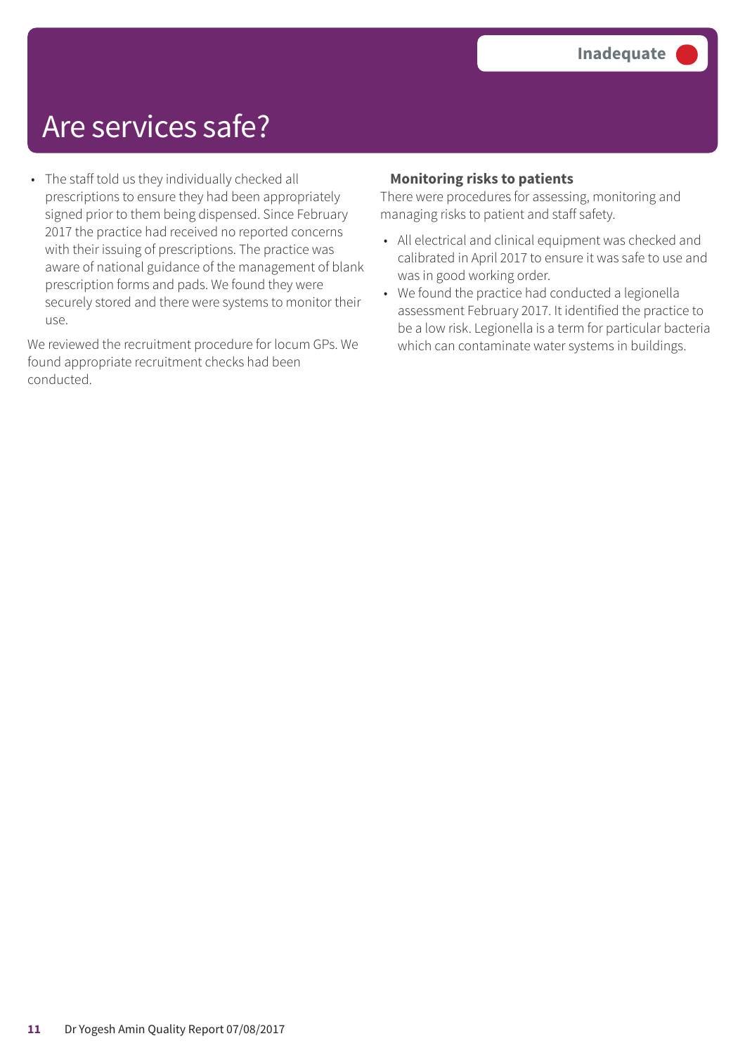# Are services safe?

**Inadequate**

- The staff told us they individually checked all prescriptions to ensure they had been appropriately signed prior to them being dispensed. Since February 2017 the practice had received no reported concerns with their issuing of prescriptions. The practice was aware of national guidance of the management of blank prescription forms and pads. We found they were securely stored and there were systems to monitor their use.

We reviewed the recruitment procedure for locum GPs. We found appropriate recruitment checks had been conducted.

### Monitoring risks to patients

There were procedures for assessing, monitoring and managing risks to patient and staff safety.

- All electrical and clinical equipment was checked and calibrated in April 2017 to ensure it was safe to use and was in good working order.
- We found the practice had conducted a legionella assessment February 2017. It identified the practice to be a low risk. Legionella is a term for particular bacteria which can contaminate water systems in buildings.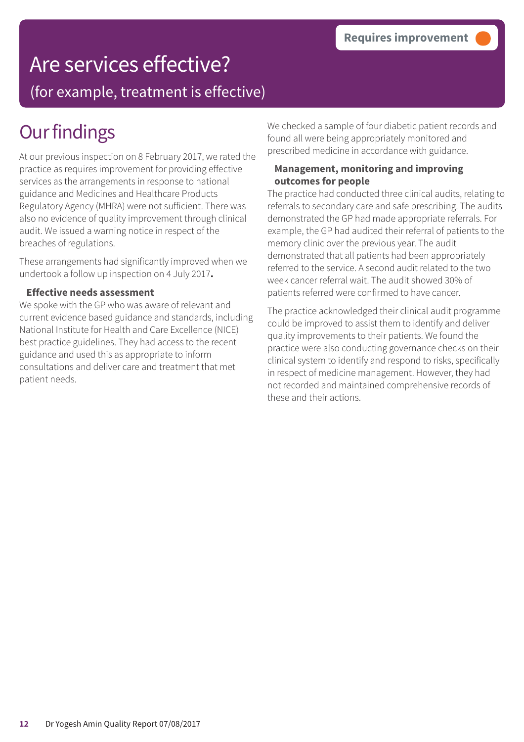**Requires improvement**

# Are services effective?

(for example, treatment is effective)

## Our findings

At our previous inspection on 8 February 2017, we rated the practice as requires improvement for providing effective services as the arrangements in response to national guidance and Medicines and Healthcare Products Regulatory Agency (MHRA) were not sufficient. There was also no evidence of quality improvement through clinical audit. We issued a warning notice in respect of the breaches of regulations.

These arrangements had significantly improved when we undertook a follow up inspection on 4 July 2017**.**

### Effective needs assessment

We spoke with the GP who was aware of relevant and current evidence based guidance and standards, including National Institute for Health and Care Excellence (NICE) best practice guidelines. They had access to the recent guidance and used this as appropriate to inform consultations and deliver care and treatment that met patient needs.

We checked a sample of four diabetic patient records and found all were being appropriately monitored and prescribed medicine in accordance with guidance.

### Management, monitoring and improving outcomes for people

The practice had conducted three clinical audits, relating to referrals to secondary care and safe prescribing. The audits demonstrated the GP had made appropriate referrals. For example, the GP had audited their referral of patients to the memory clinic over the previous year. The audit demonstrated that all patients had been appropriately referred to the service. A second audit related to the two week cancer referral wait. The audit showed 30% of patients referred were confirmed to have cancer.

The practice acknowledged their clinical audit programme could be improved to assist them to identify and deliver quality improvements to their patients. We found the practice were also conducting governance checks on their clinical system to identify and respond to risks, specifically in respect of medicine management. However, they had not recorded and maintained comprehensive records of these and their actions.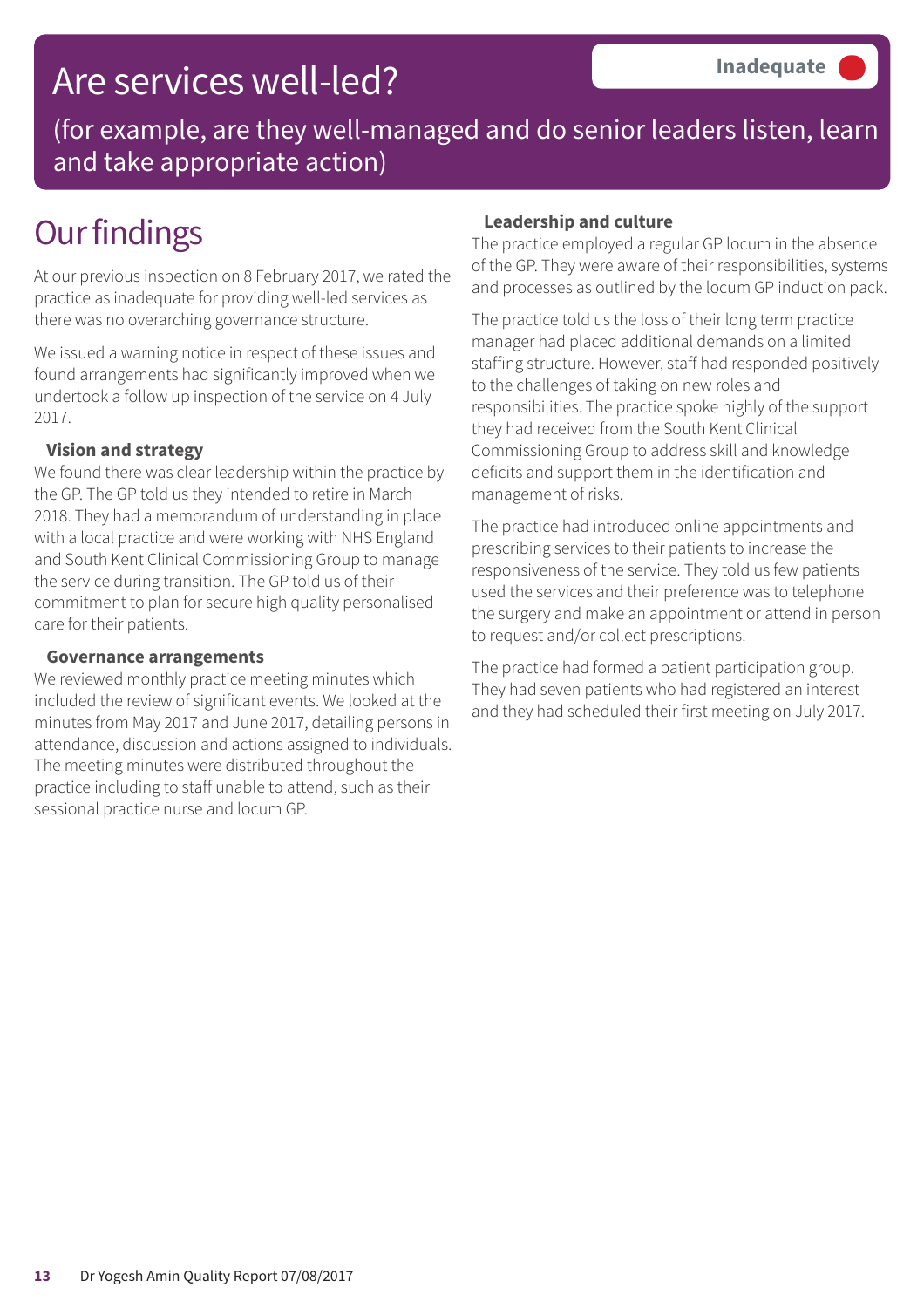# Are services well-led?

**Inadequate**

(for example, are they well-managed and do senior leaders listen, learn and take appropriate action)

## Our findings

At our previous inspection on 8 February 2017, we rated the practice as inadequate for providing well-led services as there was no overarching governance structure.

We issued a warning notice in respect of these issues and found arrangements had significantly improved when we undertook a follow up inspection of the service on 4 July 2017.

**Vision and strategy**

We found there was clear leadership within the practice by the GP. The GP told us they intended to retire in March 2018. They had a memorandum of understanding in place with a local practice and were working with NHS England and South Kent Clinical Commissioning Group to manage the service during transition. The GP told us of their commitment to plan for secure high quality personalised care for their patients.

**Governance arrangements**

We reviewed monthly practice meeting minutes which included the review of significant events. We looked at the minutes from May 2017 and June 2017, detailing persons in attendance, discussion and actions assigned to individuals. The meeting minutes were distributed throughout the practice including to staff unable to attend, such as their sessional practice nurse and locum GP.

**Leadership and culture**

The practice employed a regular GP locum in the absence of the GP. They were aware of their responsibilities, systems and processes as outlined by the locum GP induction pack.

The practice told us the loss of their long term practice manager had placed additional demands on a limited staffing structure. However, staff had responded positively to the challenges of taking on new roles and responsibilities. The practice spoke highly of the support they had received from the South Kent Clinical Commissioning Group to address skill and knowledge deficits and support them in the identification and management of risks.

The practice had introduced online appointments and prescribing services to their patients to increase the responsiveness of the service. They told us few patients used the services and their preference was to telephone the surgery and make an appointment or attend in person to request and/or collect prescriptions.

The practice had formed a patient participation group. They had seven patients who had registered an interest and they had scheduled their first meeting on July 2017.